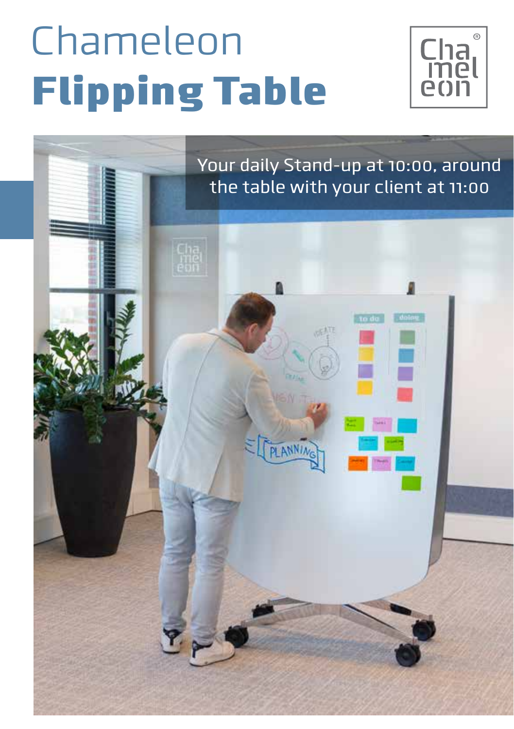# Chameleon **Flipping Table**

Your daily Stand-up at 10:00, around the table with your client at 11:00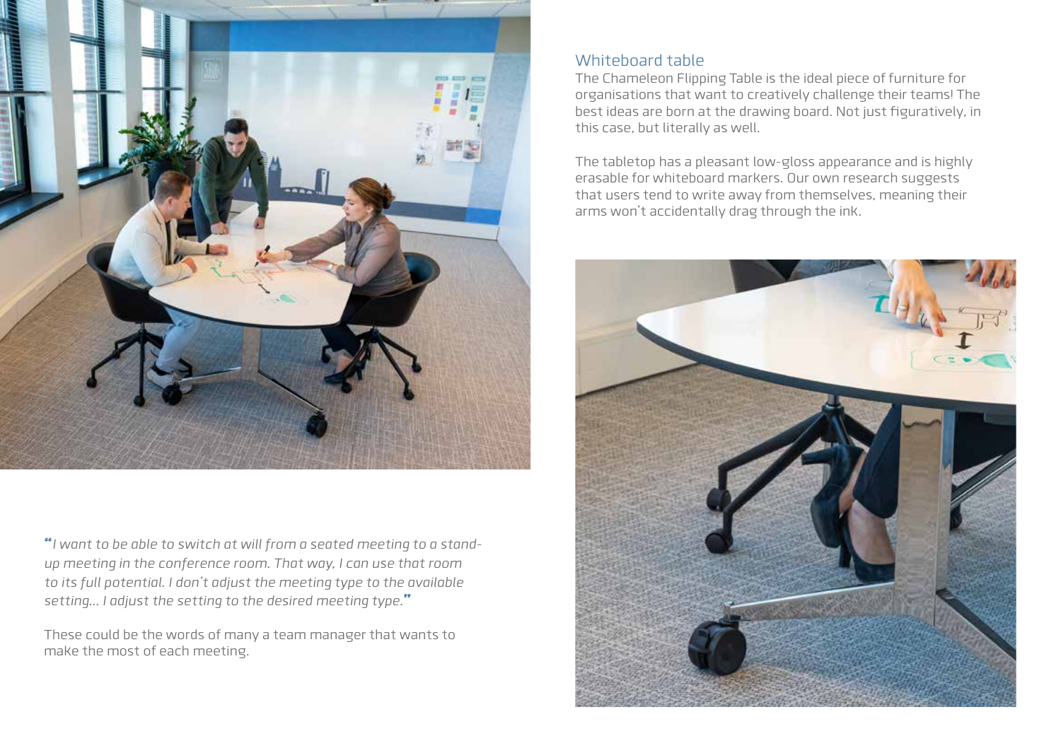## Whiteboard table

The Chameleon Flipping Table is the ideal piece of furniture for organisations that want to creatively challenge their teams! The best ideas are born at the drawing board. Not just figuratively, in this case, but literally as well.

The tabletop has a pleasant low-gloss appearance and is highly erasable for whiteboard markers. Our own research suggests that users tend to write away from themselves, meaning their arms won't accidentally drag through the ink.

*"I want to be able to switch at will from a seated meeting to a stand-up meeting in the conference room. That way, I can use that room to its full potential. I don't adjust the meeting type to the available setting... I adjust the setting to the desired meeting type."*

These could be the words of many a team manager that wants to make the most of each meeting.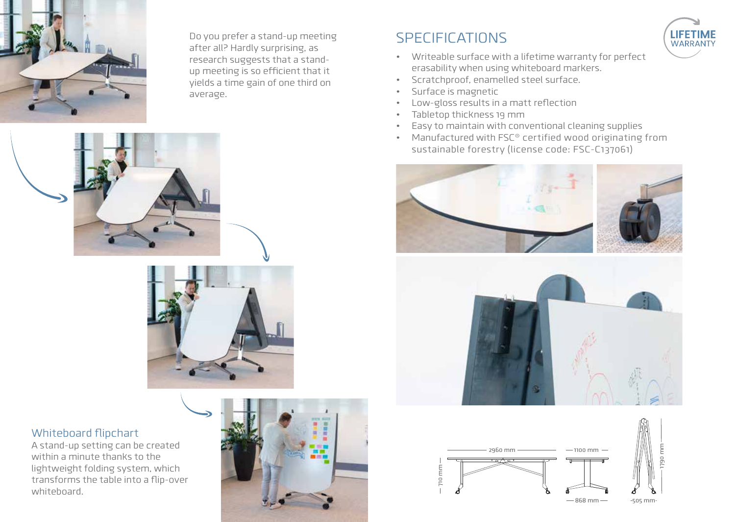Do you prefer a stand-up meeting after all? Hardly surprising, as research suggests that a stand-up meeting is so efficient that it yields a time gain of one third on average.

## Whiteboard flipchart

A stand-up setting can be created within a minute thanks to the lightweight folding system, which transforms the table into a flip-over whiteboard.

# SPECIFICATIONS

LIFETIME WARRANTY

- Writeable surface with a lifetime warranty for perfect erasability when using whiteboard markers.
- Scratchproof, enamelled steel surface.
- Surface is magnetic
- Low-gloss results in a matt reflection
- Tabletop thickness 19 mm
- Easy to maintain with conventional cleaning supplies
- Manufactured with FSC® certified wood originating from sustainable forestry (license code: FSC-C137061)

2960 mm
710 mm
1100 mm
868 mm
1790 mm
505 mm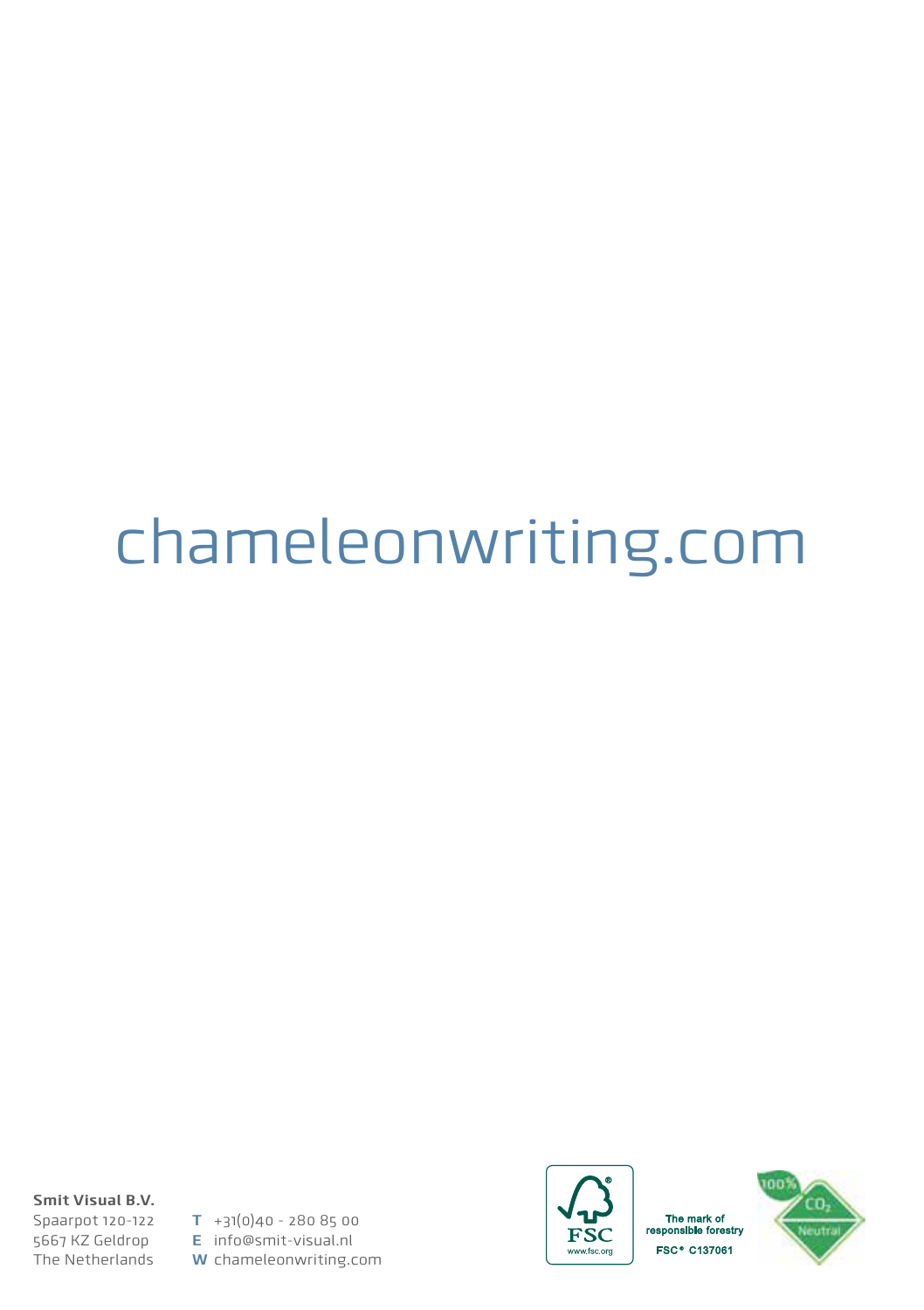chameleonwriting.com

**Smit Visual B.V.**
Spaarpot 120-122
5667 KZ Geldrop
The Netherlands

**T** +31(0)40 - 280 85 00
**E** info@smit-visual.nl
**W** chameleonwriting.com

FSC
www.fsc.org

The mark of responsible forestry
FSC® C137061

100% $CO_2$ Neutral